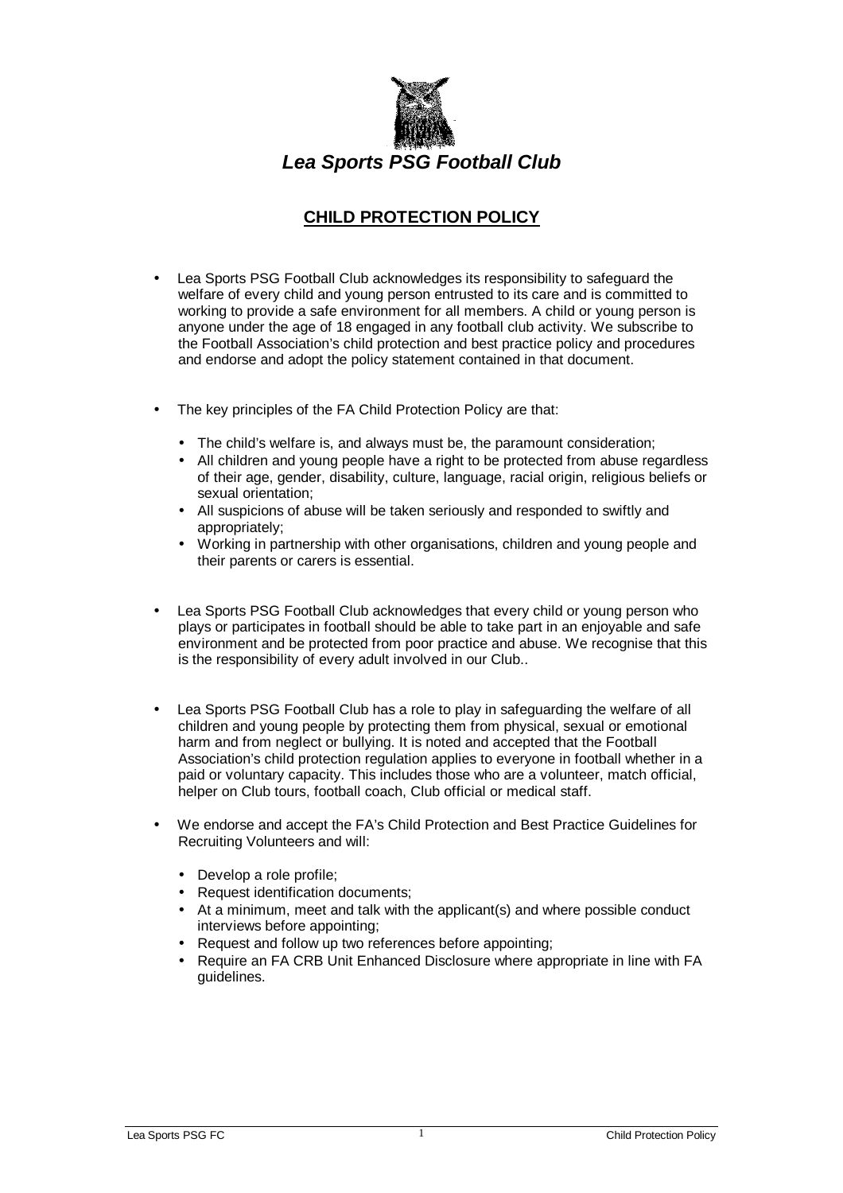# *Lea Sports PSG Football Club*

## CHILD PROTECTION POLICY

- Lea Sports PSG Football Club acknowledges its responsibility to safeguard the welfare of every child and young person entrusted to its care and is committed to working to provide a safe environment for all members. A child or young person is anyone under the age of 18 engaged in any football club activity. We subscribe to the Football Association's child protection and best practice policy and procedures and endorse and adopt the policy statement contained in that document.

- The key principles of the FA Child Protection Policy are that:
  - The child's welfare is, and always must be, the paramount consideration;
  - All children and young people have a right to be protected from abuse regardless of their age, gender, disability, culture, language, racial origin, religious beliefs or sexual orientation;
  - All suspicions of abuse will be taken seriously and responded to swiftly and appropriately;
  - Working in partnership with other organisations, children and young people and their parents or carers is essential.

- Lea Sports PSG Football Club acknowledges that every child or young person who plays or participates in football should be able to take part in an enjoyable and safe environment and be protected from poor practice and abuse. We recognise that this is the responsibility of every adult involved in our Club..

- Lea Sports PSG Football Club has a role to play in safeguarding the welfare of all children and young people by protecting them from physical, sexual or emotional harm and from neglect or bullying. It is noted and accepted that the Football Association's child protection regulation applies to everyone in football whether in a paid or voluntary capacity. This includes those who are a volunteer, match official, helper on Club tours, football coach, Club official or medical staff.

- We endorse and accept the FA's Child Protection and Best Practice Guidelines for Recruiting Volunteers and will:
  - Develop a role profile;
  - Request identification documents;
  - At a minimum, meet and talk with the applicant(s) and where possible conduct interviews before appointing;
  - Request and follow up two references before appointing;
  - Require an FA CRB Unit Enhanced Disclosure where appropriate in line with FA guidelines.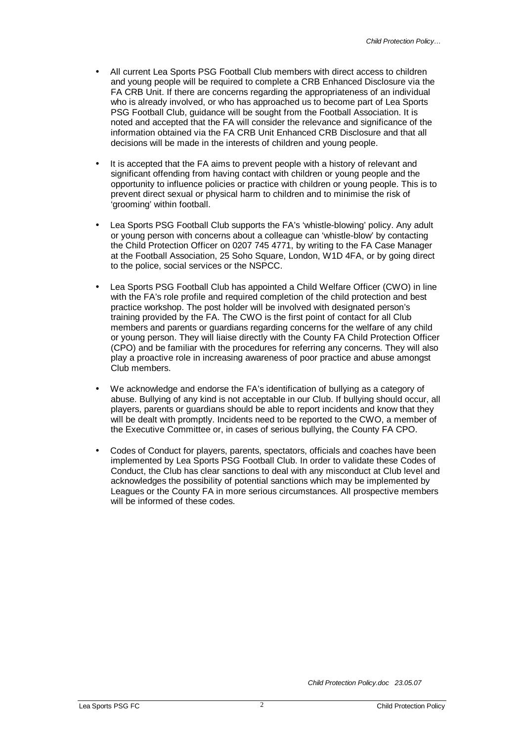- All current Lea Sports PSG Football Club members with direct access to children and young people will be required to complete a CRB Enhanced Disclosure via the FA CRB Unit. If there are concerns regarding the appropriateness of an individual who is already involved, or who has approached us to become part of Lea Sports PSG Football Club, guidance will be sought from the Football Association. It is noted and accepted that the FA will consider the relevance and significance of the information obtained via the FA CRB Unit Enhanced CRB Disclosure and that all decisions will be made in the interests of children and young people.

- It is accepted that the FA aims to prevent people with a history of relevant and significant offending from having contact with children or young people and the opportunity to influence policies or practice with children or young people. This is to prevent direct sexual or physical harm to children and to minimise the risk of 'grooming' within football.

- Lea Sports PSG Football Club supports the FA's 'whistle-blowing' policy. Any adult or young person with concerns about a colleague can 'whistle-blow' by contacting the Child Protection Officer on 0207 745 4771, by writing to the FA Case Manager at the Football Association, 25 Soho Square, London, W1D 4FA, or by going direct to the police, social services or the NSPCC.

- Lea Sports PSG Football Club has appointed a Child Welfare Officer (CWO) in line with the FA's role profile and required completion of the child protection and best practice workshop. The post holder will be involved with designated person's training provided by the FA. The CWO is the first point of contact for all Club members and parents or guardians regarding concerns for the welfare of any child or young person. They will liaise directly with the County FA Child Protection Officer (CPO) and be familiar with the procedures for referring any concerns. They will also play a proactive role in increasing awareness of poor practice and abuse amongst Club members.

- We acknowledge and endorse the FA's identification of bullying as a category of abuse. Bullying of any kind is not acceptable in our Club. If bullying should occur, all players, parents or guardians should be able to report incidents and know that they will be dealt with promptly. Incidents need to be reported to the CWO, a member of the Executive Committee or, in cases of serious bullying, the County FA CPO.

- Codes of Conduct for players, parents, spectators, officials and coaches have been implemented by Lea Sports PSG Football Club. In order to validate these Codes of Conduct, the Club has clear sanctions to deal with any misconduct at Club level and acknowledges the possibility of potential sanctions which may be implemented by Leagues or the County FA in more serious circumstances. All prospective members will be informed of these codes.

*Child Protection Policy.doc 23.05.07*